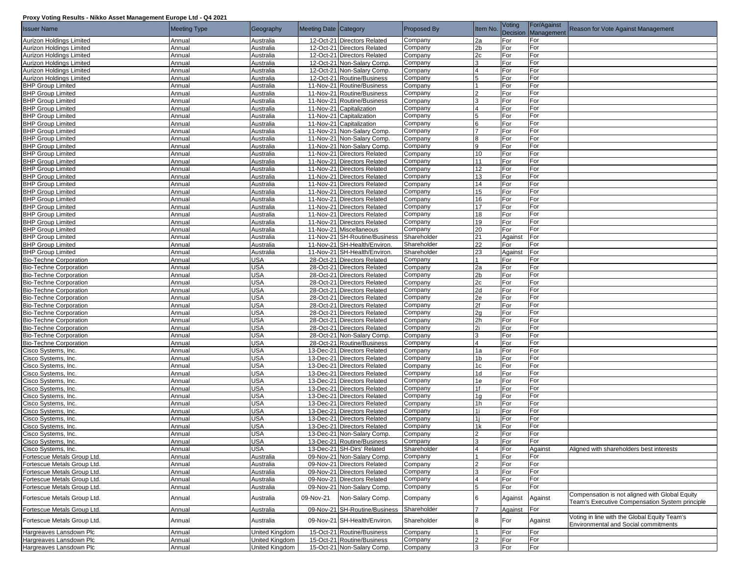**Proxy Voting Results - Nikko Asset Management Europe Ltd - Q4 2021**

| Issuer Name | Meeting Type | Geography | Meeting Date | Category | Proposed By | Item No. | Voting Decision | For/Against Management | Reason for Vote Against Management |
|---|---|---|---|---|---|---|---|---|---|
| Aurizon Holdings Limited | Annual | Australia | 12-Oct-21 | Directors Related | Company | 2a | For | For | |
| Aurizon Holdings Limited | Annual | Australia | 12-Oct-21 | Directors Related | Company | 2b | For | For | |
| Aurizon Holdings Limited | Annual | Australia | 12-Oct-21 | Directors Related | Company | 2c | For | For | |
| Aurizon Holdings Limited | Annual | Australia | 12-Oct-21 | Non-Salary Comp. | Company | 3 | For | For | |
| Aurizon Holdings Limited | Annual | Australia | 12-Oct-21 | Non-Salary Comp. | Company | 4 | For | For | |
| Aurizon Holdings Limited | Annual | Australia | 12-Oct-21 | Routine/Business | Company | 5 | For | For | |
| BHP Group Limited | Annual | Australia | 11-Nov-21 | Routine/Business | Company | 1 | For | For | |
| BHP Group Limited | Annual | Australia | 11-Nov-21 | Routine/Business | Company | 2 | For | For | |
| BHP Group Limited | Annual | Australia | 11-Nov-21 | Routine/Business | Company | 3 | For | For | |
| BHP Group Limited | Annual | Australia | 11-Nov-21 | Capitalization | Company | 4 | For | For | |
| BHP Group Limited | Annual | Australia | 11-Nov-21 | Capitalization | Company | 5 | For | For | |
| BHP Group Limited | Annual | Australia | 11-Nov-21 | Capitalization | Company | 6 | For | For | |
| BHP Group Limited | Annual | Australia | 11-Nov-21 | Non-Salary Comp. | Company | 7 | For | For | |
| BHP Group Limited | Annual | Australia | 11-Nov-21 | Non-Salary Comp. | Company | 8 | For | For | |
| BHP Group Limited | Annual | Australia | 11-Nov-21 | Non-Salary Comp. | Company | 9 | For | For | |
| BHP Group Limited | Annual | Australia | 11-Nov-21 | Directors Related | Company | 10 | For | For | |
| BHP Group Limited | Annual | Australia | 11-Nov-21 | Directors Related | Company | 11 | For | For | |
| BHP Group Limited | Annual | Australia | 11-Nov-21 | Directors Related | Company | 12 | For | For | |
| BHP Group Limited | Annual | Australia | 11-Nov-21 | Directors Related | Company | 13 | For | For | |
| BHP Group Limited | Annual | Australia | 11-Nov-21 | Directors Related | Company | 14 | For | For | |
| BHP Group Limited | Annual | Australia | 11-Nov-21 | Directors Related | Company | 15 | For | For | |
| BHP Group Limited | Annual | Australia | 11-Nov-21 | Directors Related | Company | 16 | For | For | |
| BHP Group Limited | Annual | Australia | 11-Nov-21 | Directors Related | Company | 17 | For | For | |
| BHP Group Limited | Annual | Australia | 11-Nov-21 | Directors Related | Company | 18 | For | For | |
| BHP Group Limited | Annual | Australia | 11-Nov-21 | Directors Related | Company | 19 | For | For | |
| BHP Group Limited | Annual | Australia | 11-Nov-21 | Miscellaneous | Company | 20 | For | For | |
| BHP Group Limited | Annual | Australia | 11-Nov-21 | SH-Routine/Business | Shareholder | 21 | Against | For | |
| BHP Group Limited | Annual | Australia | 11-Nov-21 | SH-Health/Environ. | Shareholder | 22 | For | For | |
| BHP Group Limited | Annual | Australia | 11-Nov-21 | SH-Health/Environ. | Shareholder | 23 | Against | For | |
| Bio-Techne Corporation | Annual | USA | 28-Oct-21 | Directors Related | Company | 1 | For | For | |
| Bio-Techne Corporation | Annual | USA | 28-Oct-21 | Directors Related | Company | 2a | For | For | |
| Bio-Techne Corporation | Annual | USA | 28-Oct-21 | Directors Related | Company | 2b | For | For | |
| Bio-Techne Corporation | Annual | USA | 28-Oct-21 | Directors Related | Company | 2c | For | For | |
| Bio-Techne Corporation | Annual | USA | 28-Oct-21 | Directors Related | Company | 2d | For | For | |
| Bio-Techne Corporation | Annual | USA | 28-Oct-21 | Directors Related | Company | 2e | For | For | |
| Bio-Techne Corporation | Annual | USA | 28-Oct-21 | Directors Related | Company | 2f | For | For | |
| Bio-Techne Corporation | Annual | USA | 28-Oct-21 | Directors Related | Company | 2g | For | For | |
| Bio-Techne Corporation | Annual | USA | 28-Oct-21 | Directors Related | Company | 2h | For | For | |
| Bio-Techne Corporation | Annual | USA | 28-Oct-21 | Directors Related | Company | 2i | For | For | |
| Bio-Techne Corporation | Annual | USA | 28-Oct-21 | Non-Salary Comp. | Company | 3 | For | For | |
| Bio-Techne Corporation | Annual | USA | 28-Oct-21 | Routine/Business | Company | 4 | For | For | |
| Cisco Systems, Inc. | Annual | USA | 13-Dec-21 | Directors Related | Company | 1a | For | For | |
| Cisco Systems, Inc. | Annual | USA | 13-Dec-21 | Directors Related | Company | 1b | For | For | |
| Cisco Systems, Inc. | Annual | USA | 13-Dec-21 | Directors Related | Company | 1c | For | For | |
| Cisco Systems, Inc. | Annual | USA | 13-Dec-21 | Directors Related | Company | 1d | For | For | |
| Cisco Systems, Inc. | Annual | USA | 13-Dec-21 | Directors Related | Company | 1e | For | For | |
| Cisco Systems, Inc. | Annual | USA | 13-Dec-21 | Directors Related | Company | 1f | For | For | |
| Cisco Systems, Inc. | Annual | USA | 13-Dec-21 | Directors Related | Company | 1g | For | For | |
| Cisco Systems, Inc. | Annual | USA | 13-Dec-21 | Directors Related | Company | 1h | For | For | |
| Cisco Systems, Inc. | Annual | USA | 13-Dec-21 | Directors Related | Company | 1i | For | For | |
| Cisco Systems, Inc. | Annual | USA | 13-Dec-21 | Directors Related | Company | 1j | For | For | |
| Cisco Systems, Inc. | Annual | USA | 13-Dec-21 | Directors Related | Company | 1k | For | For | |
| Cisco Systems, Inc. | Annual | USA | 13-Dec-21 | Non-Salary Comp. | Company | 2 | For | For | |
| Cisco Systems, Inc. | Annual | USA | 13-Dec-21 | Routine/Business | Company | 3 | For | For | |
| Cisco Systems, Inc. | Annual | USA | 13-Dec-21 | SH-Dirs' Related | Shareholder | 4 | For | Against | Aligned with shareholders best interests |
| Fortescue Metals Group Ltd. | Annual | Australia | 09-Nov-21 | Non-Salary Comp. | Company | 1 | For | For | |
| Fortescue Metals Group Ltd. | Annual | Australia | 09-Nov-21 | Directors Related | Company | 2 | For | For | |
| Fortescue Metals Group Ltd. | Annual | Australia | 09-Nov-21 | Directors Related | Company | 3 | For | For | |
| Fortescue Metals Group Ltd. | Annual | Australia | 09-Nov-21 | Directors Related | Company | 4 | For | For | |
| Fortescue Metals Group Ltd. | Annual | Australia | 09-Nov-21 | Non-Salary Comp. | Company | 5 | For | For | |
| Fortescue Metals Group Ltd. | Annual | Australia | 09-Nov-21 | Non-Salary Comp. | Company | 6 | Against | Against | Compensation is not aligned with Global Equity Team's Executive Compensation System principle |
| Fortescue Metals Group Ltd. | Annual | Australia | 09-Nov-21 | SH-Routine/Business | Shareholder | 7 | Against | For | |
| Fortescue Metals Group Ltd. | Annual | Australia | 09-Nov-21 | SH-Health/Environ. | Shareholder | 8 | For | Against | Voting in line with the Global Equity Team's Environmental and Social commitments |
| Hargreaves Lansdown Plc | Annual | United Kingdom | 15-Oct-21 | Routine/Business | Company | 1 | For | For | |
| Hargreaves Lansdown Plc | Annual | United Kingdom | 15-Oct-21 | Routine/Business | Company | 2 | For | For | |
| Hargreaves Lansdown Plc | Annual | United Kingdom | 15-Oct-21 | Non-Salary Comp. | Company | 3 | For | For | |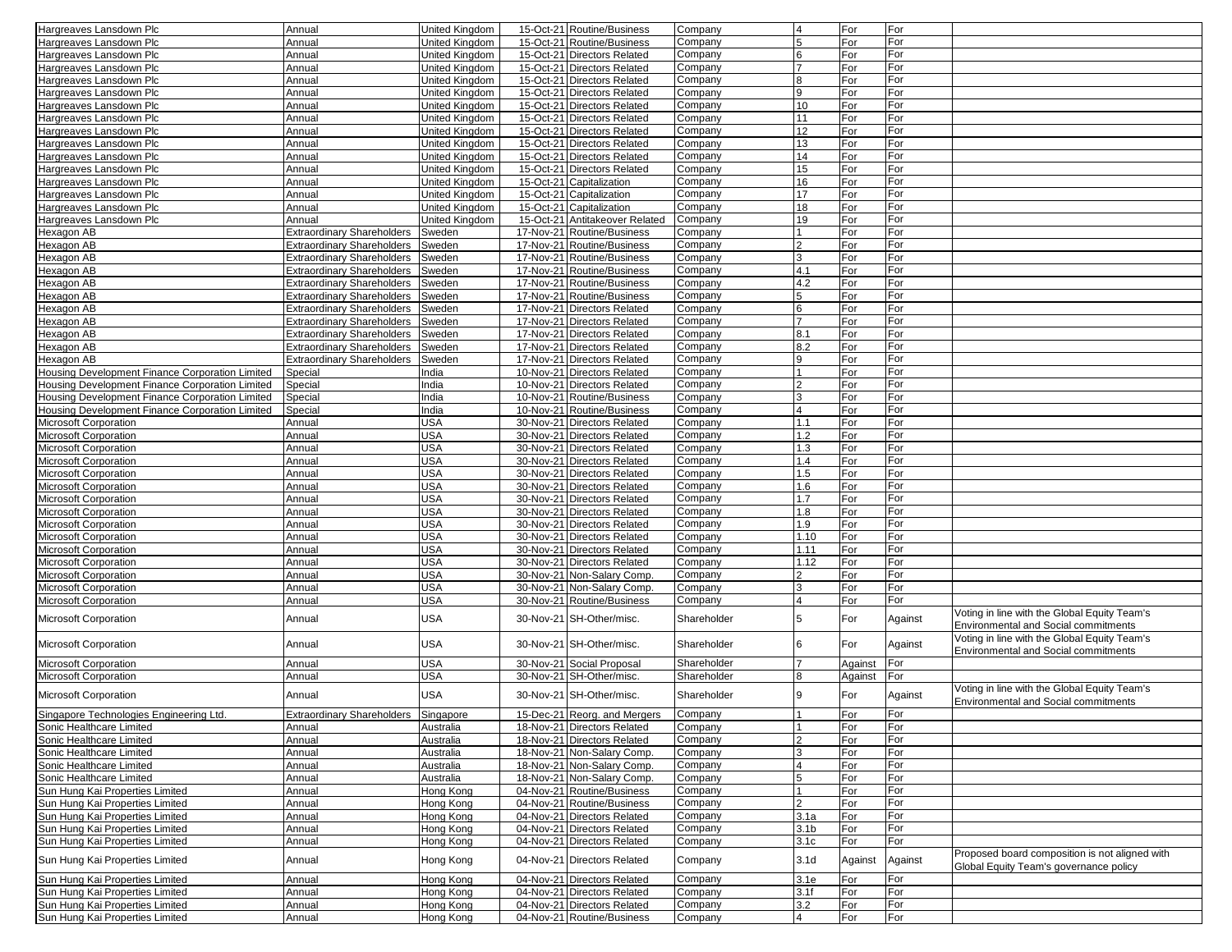| | | | | | | | | | |
|---|---|---|---|---|---|---|---|---|---|
| Hargreaves Lansdown Plc | Annual | United Kingdom | 15-Oct-21 | Routine/Business | Company | 4 | For | For | |
| Hargreaves Lansdown Plc | Annual | United Kingdom | 15-Oct-21 | Routine/Business | Company | 5 | For | For | |
| Hargreaves Lansdown Plc | Annual | United Kingdom | 15-Oct-21 | Directors Related | Company | 6 | For | For | |
| Hargreaves Lansdown Plc | Annual | United Kingdom | 15-Oct-21 | Directors Related | Company | 7 | For | For | |
| Hargreaves Lansdown Plc | Annual | United Kingdom | 15-Oct-21 | Directors Related | Company | 8 | For | For | |
| Hargreaves Lansdown Plc | Annual | United Kingdom | 15-Oct-21 | Directors Related | Company | 9 | For | For | |
| Hargreaves Lansdown Plc | Annual | United Kingdom | 15-Oct-21 | Directors Related | Company | 10 | For | For | |
| Hargreaves Lansdown Plc | Annual | United Kingdom | 15-Oct-21 | Directors Related | Company | 11 | For | For | |
| Hargreaves Lansdown Plc | Annual | United Kingdom | 15-Oct-21 | Directors Related | Company | 12 | For | For | |
| Hargreaves Lansdown Plc | Annual | United Kingdom | 15-Oct-21 | Directors Related | Company | 13 | For | For | |
| Hargreaves Lansdown Plc | Annual | United Kingdom | 15-Oct-21 | Directors Related | Company | 14 | For | For | |
| Hargreaves Lansdown Plc | Annual | United Kingdom | 15-Oct-21 | Directors Related | Company | 15 | For | For | |
| Hargreaves Lansdown Plc | Annual | United Kingdom | 15-Oct-21 | Capitalization | Company | 16 | For | For | |
| Hargreaves Lansdown Plc | Annual | United Kingdom | 15-Oct-21 | Capitalization | Company | 17 | For | For | |
| Hargreaves Lansdown Plc | Annual | United Kingdom | 15-Oct-21 | Capitalization | Company | 18 | For | For | |
| Hargreaves Lansdown Plc | Annual | United Kingdom | 15-Oct-21 | Antitakeover Related | Company | 19 | For | For | |
| Hexagon AB | Extraordinary Shareholders | Sweden | 17-Nov-21 | Routine/Business | Company | 1 | For | For | |
| Hexagon AB | Extraordinary Shareholders | Sweden | 17-Nov-21 | Routine/Business | Company | 2 | For | For | |
| Hexagon AB | Extraordinary Shareholders | Sweden | 17-Nov-21 | Routine/Business | Company | 3 | For | For | |
| Hexagon AB | Extraordinary Shareholders | Sweden | 17-Nov-21 | Routine/Business | Company | 4.1 | For | For | |
| Hexagon AB | Extraordinary Shareholders | Sweden | 17-Nov-21 | Routine/Business | Company | 4.2 | For | For | |
| Hexagon AB | Extraordinary Shareholders | Sweden | 17-Nov-21 | Routine/Business | Company | 5 | For | For | |
| Hexagon AB | Extraordinary Shareholders | Sweden | 17-Nov-21 | Directors Related | Company | 6 | For | For | |
| Hexagon AB | Extraordinary Shareholders | Sweden | 17-Nov-21 | Directors Related | Company | 7 | For | For | |
| Hexagon AB | Extraordinary Shareholders | Sweden | 17-Nov-21 | Directors Related | Company | 8.1 | For | For | |
| Hexagon AB | Extraordinary Shareholders | Sweden | 17-Nov-21 | Directors Related | Company | 8.2 | For | For | |
| Hexagon AB | Extraordinary Shareholders | Sweden | 17-Nov-21 | Directors Related | Company | 9 | For | For | |
| Housing Development Finance Corporation Limited | Special | India | 10-Nov-21 | Directors Related | Company | 1 | For | For | |
| Housing Development Finance Corporation Limited | Special | India | 10-Nov-21 | Directors Related | Company | 2 | For | For | |
| Housing Development Finance Corporation Limited | Special | India | 10-Nov-21 | Routine/Business | Company | 3 | For | For | |
| Housing Development Finance Corporation Limited | Special | India | 10-Nov-21 | Routine/Business | Company | 4 | For | For | |
| Microsoft Corporation | Annual | USA | 30-Nov-21 | Directors Related | Company | 1.1 | For | For | |
| Microsoft Corporation | Annual | USA | 30-Nov-21 | Directors Related | Company | 1.2 | For | For | |
| Microsoft Corporation | Annual | USA | 30-Nov-21 | Directors Related | Company | 1.3 | For | For | |
| Microsoft Corporation | Annual | USA | 30-Nov-21 | Directors Related | Company | 1.4 | For | For | |
| Microsoft Corporation | Annual | USA | 30-Nov-21 | Directors Related | Company | 1.5 | For | For | |
| Microsoft Corporation | Annual | USA | 30-Nov-21 | Directors Related | Company | 1.6 | For | For | |
| Microsoft Corporation | Annual | USA | 30-Nov-21 | Directors Related | Company | 1.7 | For | For | |
| Microsoft Corporation | Annual | USA | 30-Nov-21 | Directors Related | Company | 1.8 | For | For | |
| Microsoft Corporation | Annual | USA | 30-Nov-21 | Directors Related | Company | 1.9 | For | For | |
| Microsoft Corporation | Annual | USA | 30-Nov-21 | Directors Related | Company | 1.10 | For | For | |
| Microsoft Corporation | Annual | USA | 30-Nov-21 | Directors Related | Company | 1.11 | For | For | |
| Microsoft Corporation | Annual | USA | 30-Nov-21 | Directors Related | Company | 1.12 | For | For | |
| Microsoft Corporation | Annual | USA | 30-Nov-21 | Non-Salary Comp. | Company | 2 | For | For | |
| Microsoft Corporation | Annual | USA | 30-Nov-21 | Non-Salary Comp. | Company | 3 | For | For | |
| Microsoft Corporation | Annual | USA | 30-Nov-21 | Routine/Business | Company | 4 | For | For | |
| Microsoft Corporation | Annual | USA | 30-Nov-21 | SH-Other/misc. | Shareholder | 5 | For | Against | Voting in line with the Global Equity Team's Environmental and Social commitments |
| Microsoft Corporation | Annual | USA | 30-Nov-21 | SH-Other/misc. | Shareholder | 6 | For | Against | Voting in line with the Global Equity Team's Environmental and Social commitments |
| Microsoft Corporation | Annual | USA | 30-Nov-21 | Social Proposal | Shareholder | 7 | Against | For | |
| Microsoft Corporation | Annual | USA | 30-Nov-21 | SH-Other/misc. | Shareholder | 8 | Against | For | |
| Microsoft Corporation | Annual | USA | 30-Nov-21 | SH-Other/misc. | Shareholder | 9 | For | Against | Voting in line with the Global Equity Team's Environmental and Social commitments |
| Singapore Technologies Engineering Ltd. | Extraordinary Shareholders | Singapore | 15-Dec-21 | Reorg. and Mergers | Company | 1 | For | For | |
| Sonic Healthcare Limited | Annual | Australia | 18-Nov-21 | Directors Related | Company | 1 | For | For | |
| Sonic Healthcare Limited | Annual | Australia | 18-Nov-21 | Directors Related | Company | 2 | For | For | |
| Sonic Healthcare Limited | Annual | Australia | 18-Nov-21 | Non-Salary Comp. | Company | 3 | For | For | |
| Sonic Healthcare Limited | Annual | Australia | 18-Nov-21 | Non-Salary Comp. | Company | 4 | For | For | |
| Sonic Healthcare Limited | Annual | Australia | 18-Nov-21 | Non-Salary Comp. | Company | 5 | For | For | |
| Sun Hung Kai Properties Limited | Annual | Hong Kong | 04-Nov-21 | Routine/Business | Company | 1 | For | For | |
| Sun Hung Kai Properties Limited | Annual | Hong Kong | 04-Nov-21 | Routine/Business | Company | 2 | For | For | |
| Sun Hung Kai Properties Limited | Annual | Hong Kong | 04-Nov-21 | Directors Related | Company | 3.1a | For | For | |
| Sun Hung Kai Properties Limited | Annual | Hong Kong | 04-Nov-21 | Directors Related | Company | 3.1b | For | For | |
| Sun Hung Kai Properties Limited | Annual | Hong Kong | 04-Nov-21 | Directors Related | Company | 3.1c | For | For | |
| Sun Hung Kai Properties Limited | Annual | Hong Kong | 04-Nov-21 | Directors Related | Company | 3.1d | Against | Against | Proposed board composition is not aligned with Global Equity Team's governance policy |
| Sun Hung Kai Properties Limited | Annual | Hong Kong | 04-Nov-21 | Directors Related | Company | 3.1e | For | For | |
| Sun Hung Kai Properties Limited | Annual | Hong Kong | 04-Nov-21 | Directors Related | Company | 3.1f | For | For | |
| Sun Hung Kai Properties Limited | Annual | Hong Kong | 04-Nov-21 | Directors Related | Company | 3.2 | For | For | |
| Sun Hung Kai Properties Limited | Annual | Hong Kong | 04-Nov-21 | Routine/Business | Company | 4 | For | For | |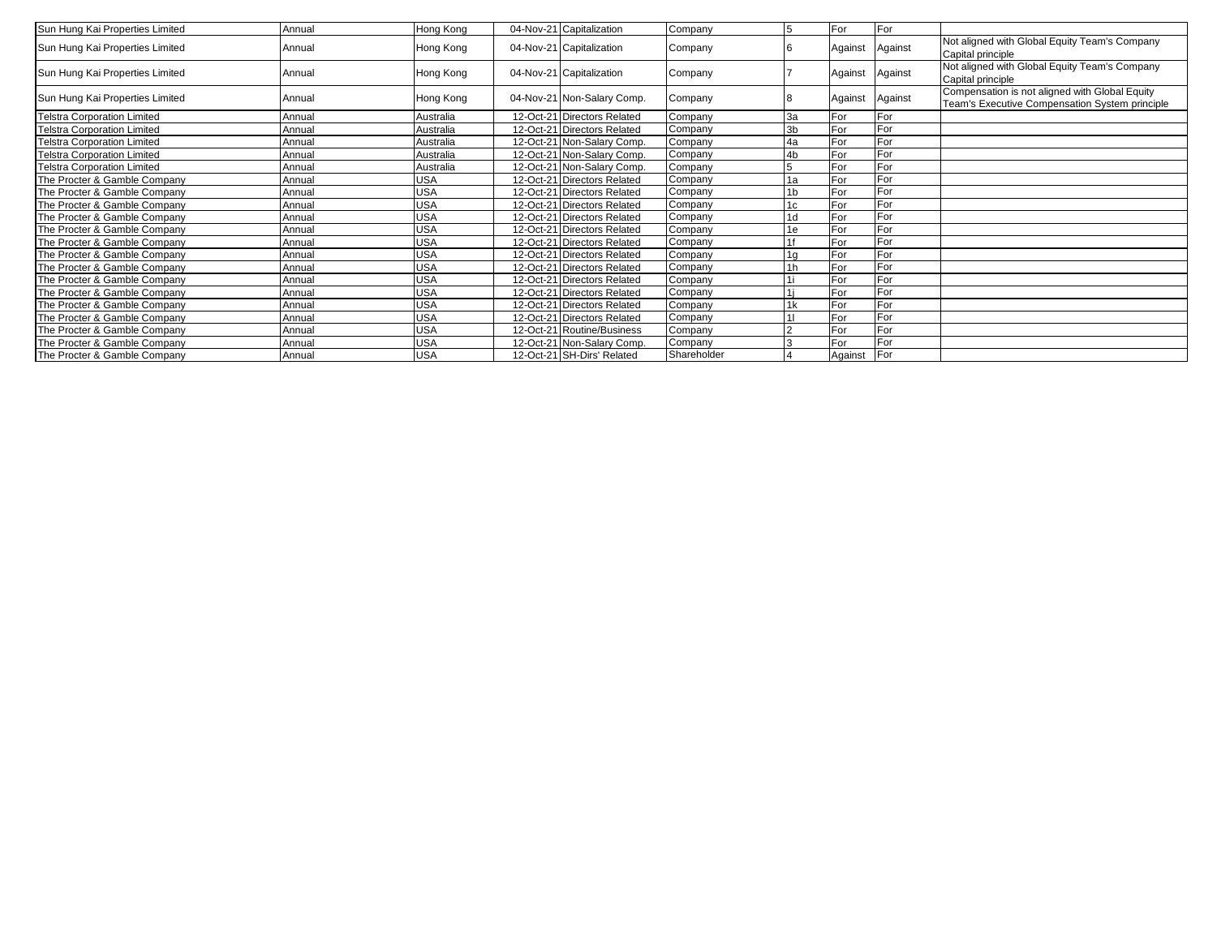| | | | | | | | | | |
|---|---|---|---|---|---|---|---|---|---|
| Sun Hung Kai Properties Limited | Annual | Hong Kong | 04-Nov-21 | Capitalization | Company | 5 | For | For | |
| Sun Hung Kai Properties Limited | Annual | Hong Kong | 04-Nov-21 | Capitalization | Company | 6 | Against | Against | Not aligned with Global Equity Team's Company Capital principle |
| Sun Hung Kai Properties Limited | Annual | Hong Kong | 04-Nov-21 | Capitalization | Company | 7 | Against | Against | Not aligned with Global Equity Team's Company Capital principle |
| Sun Hung Kai Properties Limited | Annual | Hong Kong | 04-Nov-21 | Non-Salary Comp. | Company | 8 | Against | Against | Compensation is not aligned with Global Equity Team's Executive Compensation System principle |
| Telstra Corporation Limited | Annual | Australia | 12-Oct-21 | Directors Related | Company | 3a | For | For | |
| Telstra Corporation Limited | Annual | Australia | 12-Oct-21 | Directors Related | Company | 3b | For | For | |
| Telstra Corporation Limited | Annual | Australia | 12-Oct-21 | Non-Salary Comp. | Company | 4a | For | For | |
| Telstra Corporation Limited | Annual | Australia | 12-Oct-21 | Non-Salary Comp. | Company | 4b | For | For | |
| Telstra Corporation Limited | Annual | Australia | 12-Oct-21 | Non-Salary Comp. | Company | 5 | For | For | |
| The Procter & Gamble Company | Annual | USA | 12-Oct-21 | Directors Related | Company | 1a | For | For | |
| The Procter & Gamble Company | Annual | USA | 12-Oct-21 | Directors Related | Company | 1b | For | For | |
| The Procter & Gamble Company | Annual | USA | 12-Oct-21 | Directors Related | Company | 1c | For | For | |
| The Procter & Gamble Company | Annual | USA | 12-Oct-21 | Directors Related | Company | 1d | For | For | |
| The Procter & Gamble Company | Annual | USA | 12-Oct-21 | Directors Related | Company | 1e | For | For | |
| The Procter & Gamble Company | Annual | USA | 12-Oct-21 | Directors Related | Company | 1f | For | For | |
| The Procter & Gamble Company | Annual | USA | 12-Oct-21 | Directors Related | Company | 1g | For | For | |
| The Procter & Gamble Company | Annual | USA | 12-Oct-21 | Directors Related | Company | 1h | For | For | |
| The Procter & Gamble Company | Annual | USA | 12-Oct-21 | Directors Related | Company | 1i | For | For | |
| The Procter & Gamble Company | Annual | USA | 12-Oct-21 | Directors Related | Company | 1j | For | For | |
| The Procter & Gamble Company | Annual | USA | 12-Oct-21 | Directors Related | Company | 1k | For | For | |
| The Procter & Gamble Company | Annual | USA | 12-Oct-21 | Directors Related | Company | 1l | For | For | |
| The Procter & Gamble Company | Annual | USA | 12-Oct-21 | Routine/Business | Company | 2 | For | For | |
| The Procter & Gamble Company | Annual | USA | 12-Oct-21 | Non-Salary Comp. | Company | 3 | For | For | |
| The Procter & Gamble Company | Annual | USA | 12-Oct-21 | SH-Dirs' Related | Shareholder | 4 | Against | For | |